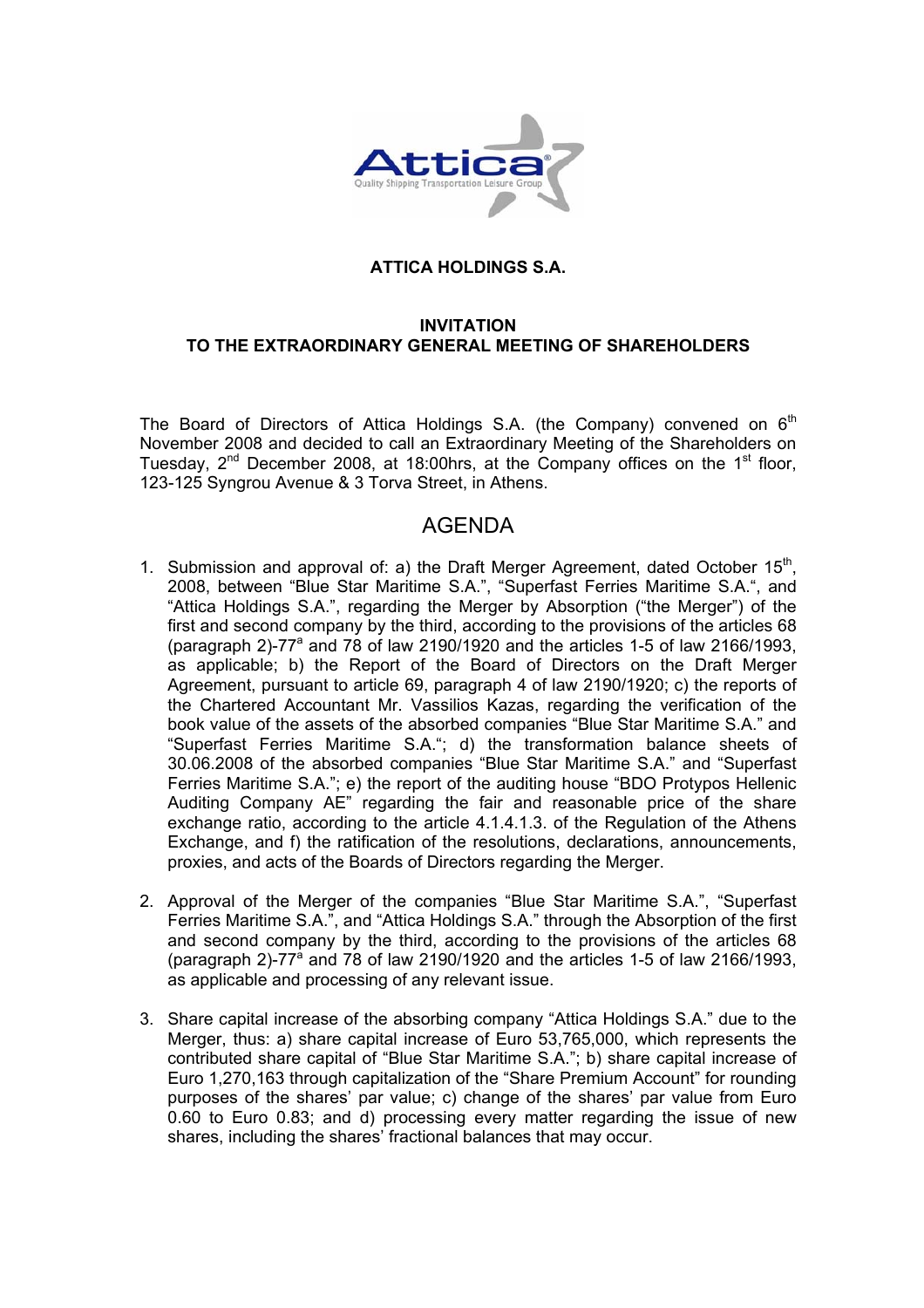**ATTICA HOLDINGS S.A.**

**INVITATION**
**TO THE EXTRAORDINARY GENERAL MEETING OF SHAREHOLDERS**

The Board of Directors of Attica Holdings S.A. (the Company) convened on 6th November 2008 and decided to call an Extraordinary Meeting of the Shareholders on Tuesday, 2nd December 2008, at 18:00hrs, at the Company offices on the 1st floor, 123-125 Syngrou Avenue & 3 Torva Street, in Athens.

# AGENDA

1. Submission and approval of: a) the Draft Merger Agreement, dated October 15th, 2008, between "Blue Star Maritime S.A.", "Superfast Ferries Maritime S.A.", and "Attica Holdings S.A.", regarding the Merger by Absorption ("the Merger") of the first and second company by the third, according to the provisions of the articles 68 (paragraph 2)-77a and 78 of law 2190/1920 and the articles 1-5 of law 2166/1993, as applicable; b) the Report of the Board of Directors on the Draft Merger Agreement, pursuant to article 69, paragraph 4 of law 2190/1920; c) the reports of the Chartered Accountant Mr. Vassilios Kazas, regarding the verification of the book value of the assets of the absorbed companies "Blue Star Maritime S.A." and "Superfast Ferries Maritime S.A."; d) the transformation balance sheets of 30.06.2008 of the absorbed companies "Blue Star Maritime S.A." and "Superfast Ferries Maritime S.A."; e) the report of the auditing house "BDO Protypos Hellenic Auditing Company AE" regarding the fair and reasonable price of the share exchange ratio, according to the article 4.1.4.1.3. of the Regulation of the Athens Exchange, and f) the ratification of the resolutions, declarations, announcements, proxies, and acts of the Boards of Directors regarding the Merger.

2. Approval of the Merger of the companies "Blue Star Maritime S.A.", "Superfast Ferries Maritime S.A.", and "Attica Holdings S.A." through the Absorption of the first and second company by the third, according to the provisions of the articles 68 (paragraph 2)-77a and 78 of law 2190/1920 and the articles 1-5 of law 2166/1993, as applicable and processing of any relevant issue.

3. Share capital increase of the absorbing company "Attica Holdings S.A." due to the Merger, thus: a) share capital increase of Euro 53,765,000, which represents the contributed share capital of "Blue Star Maritime S.A."; b) share capital increase of Euro 1,270,163 through capitalization of the "Share Premium Account" for rounding purposes of the shares' par value; c) change of the shares' par value from Euro 0.60 to Euro 0.83; and d) processing every matter regarding the issue of new shares, including the shares' fractional balances that may occur.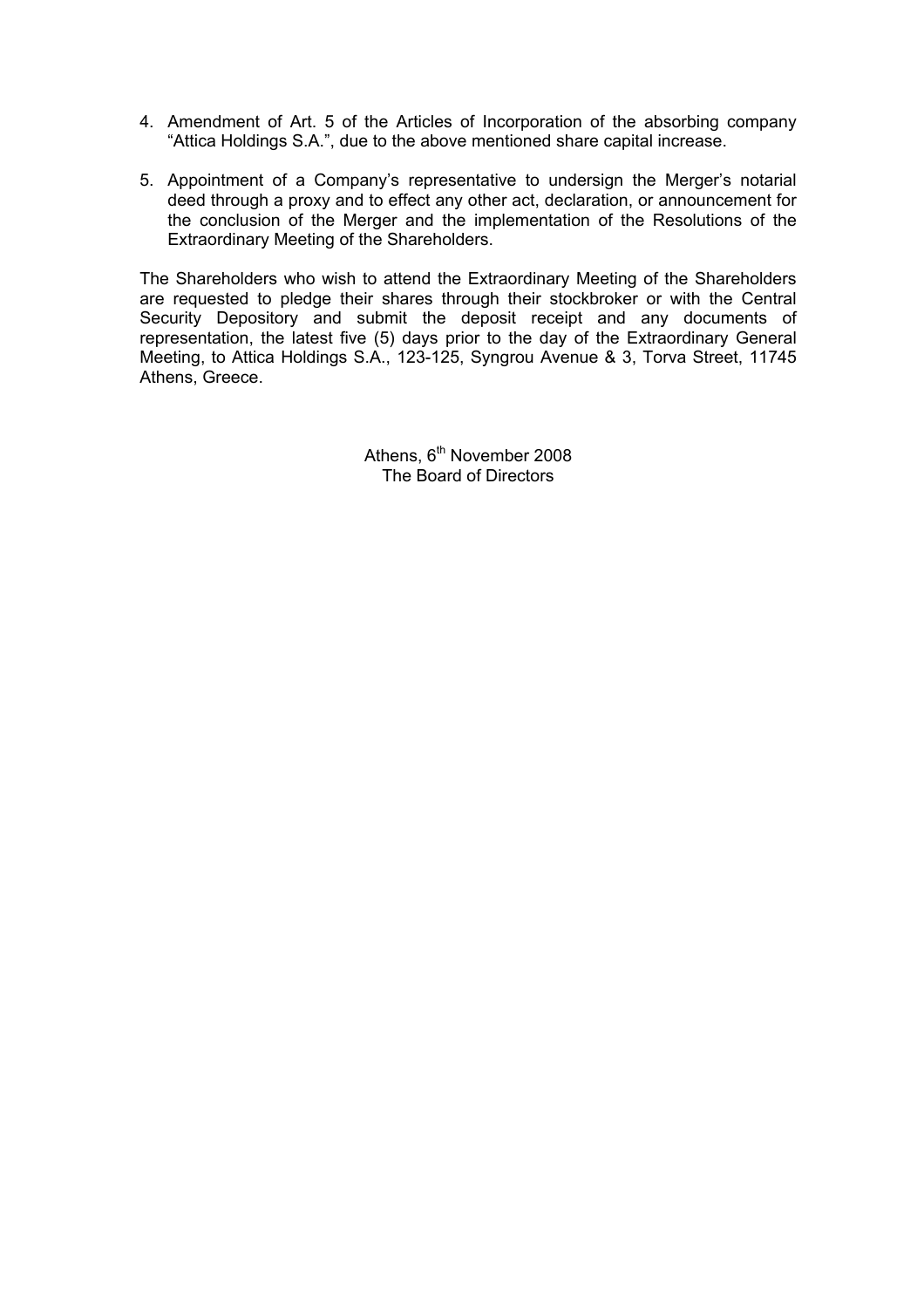4. Amendment of Art. 5 of the Articles of Incorporation of the absorbing company “Attica Holdings S.A.”, due to the above mentioned share capital increase.

5. Appointment of a Company’s representative to undersign the Merger’s notarial deed through a proxy and to effect any other act, declaration, or announcement for the conclusion of the Merger and the implementation of the Resolutions of the Extraordinary Meeting of the Shareholders.

The Shareholders who wish to attend the Extraordinary Meeting of the Shareholders are requested to pledge their shares through their stockbroker or with the Central Security Depository and submit the deposit receipt and any documents of representation, the latest five (5) days prior to the day of the Extraordinary General Meeting, to Attica Holdings S.A., 123-125, Syngrou Avenue & 3, Torva Street, 11745 Athens, Greece.

Athens, 6th November 2008
The Board of Directors